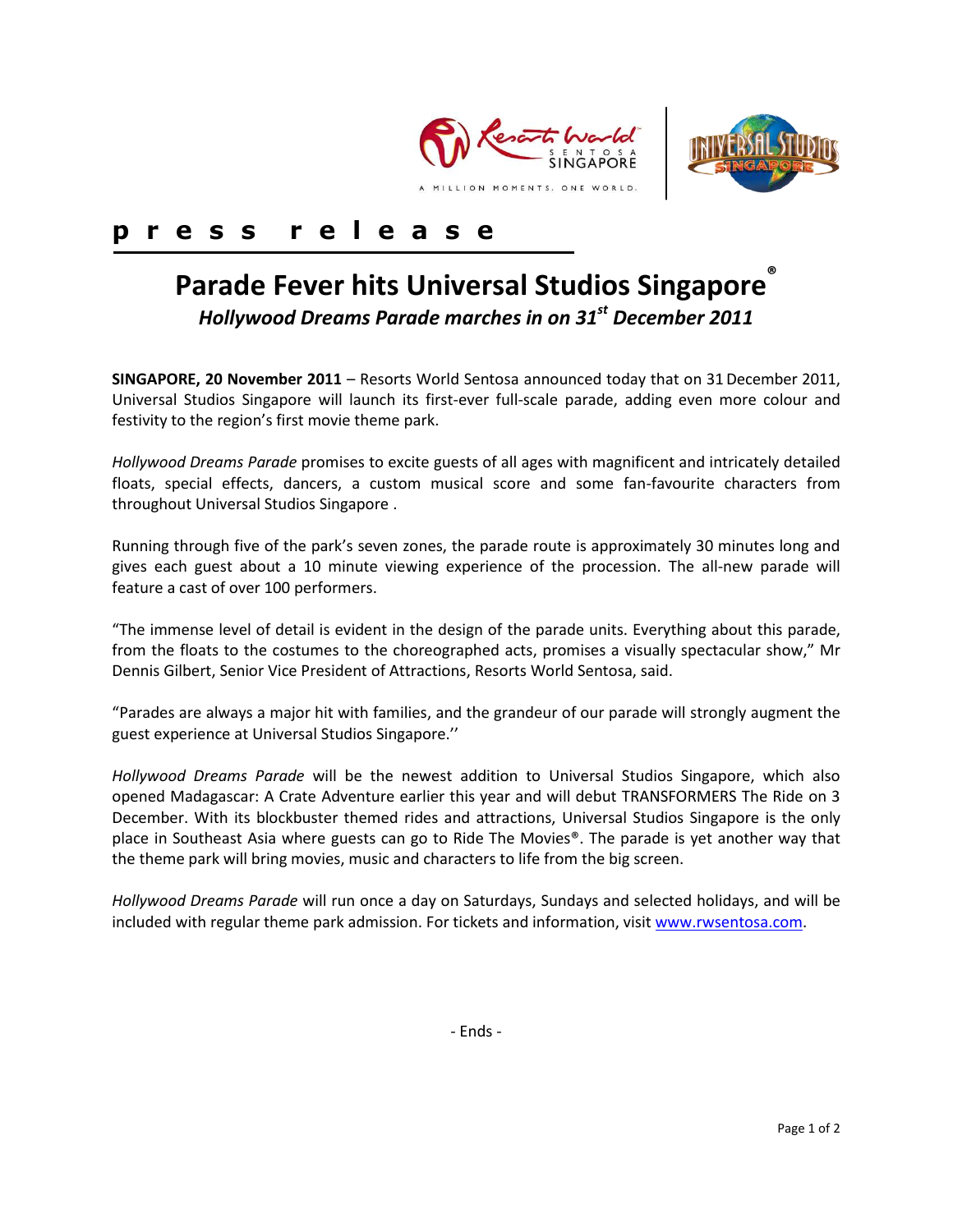**p r e s s   r e l e a s e**

# Parade Fever hits Universal Studios Singapore®

## *Hollywood Dreams Parade marches in on 31st December 2011*

**SINGAPORE, 20 November 2011** – Resorts World Sentosa announced today that on 31 December 2011, Universal Studios Singapore will launch its first-ever full-scale parade, adding even more colour and festivity to the region's first movie theme park.

*Hollywood Dreams Parade* promises to excite guests of all ages with magnificent and intricately detailed floats, special effects, dancers, a custom musical score and some fan-favourite characters from throughout Universal Studios Singapore .

Running through five of the park's seven zones, the parade route is approximately 30 minutes long and gives each guest about a 10 minute viewing experience of the procession. The all-new parade will feature a cast of over 100 performers.

"The immense level of detail is evident in the design of the parade units. Everything about this parade, from the floats to the costumes to the choreographed acts, promises a visually spectacular show," Mr Dennis Gilbert, Senior Vice President of Attractions, Resorts World Sentosa, said.

"Parades are always a major hit with families, and the grandeur of our parade will strongly augment the guest experience at Universal Studios Singapore.''

*Hollywood Dreams Parade* will be the newest addition to Universal Studios Singapore, which also opened Madagascar: A Crate Adventure earlier this year and will debut TRANSFORMERS The Ride on 3 December. With its blockbuster themed rides and attractions, Universal Studios Singapore is the only place in Southeast Asia where guests can go to Ride The Movies®. The parade is yet another way that the theme park will bring movies, music and characters to life from the big screen.

*Hollywood Dreams Parade* will run once a day on Saturdays, Sundays and selected holidays, and will be included with regular theme park admission. For tickets and information, visit www.rwsentosa.com.

- Ends -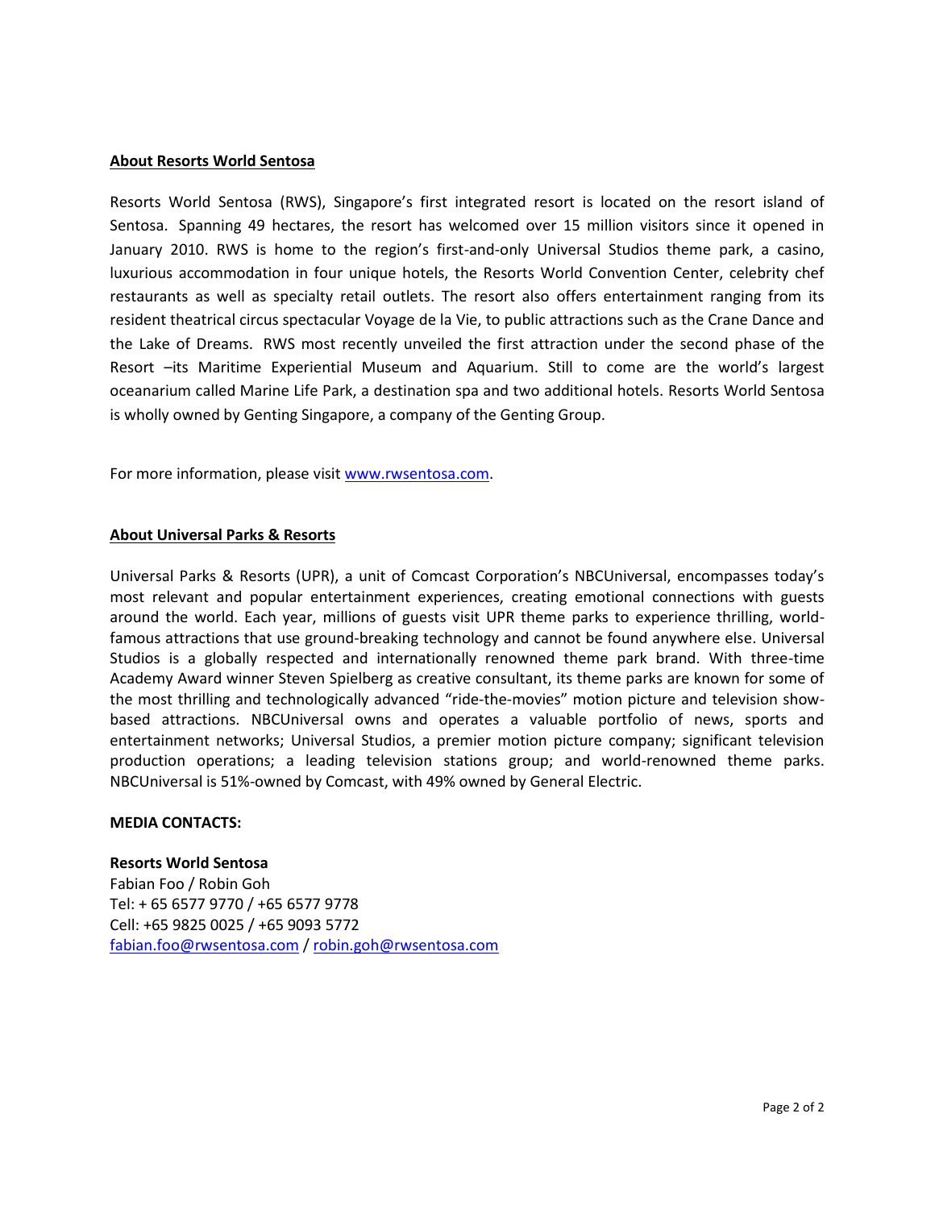## About Resorts World Sentosa

Resorts World Sentosa (RWS), Singapore's first integrated resort is located on the resort island of Sentosa. Spanning 49 hectares, the resort has welcomed over 15 million visitors since it opened in January 2010. RWS is home to the region's first-and-only Universal Studios theme park, a casino, luxurious accommodation in four unique hotels, the Resorts World Convention Center, celebrity chef restaurants as well as specialty retail outlets. The resort also offers entertainment ranging from its resident theatrical circus spectacular Voyage de la Vie, to public attractions such as the Crane Dance and the Lake of Dreams. RWS most recently unveiled the first attraction under the second phase of the Resort –its Maritime Experiential Museum and Aquarium. Still to come are the world's largest oceanarium called Marine Life Park, a destination spa and two additional hotels. Resorts World Sentosa is wholly owned by Genting Singapore, a company of the Genting Group.

For more information, please visit [www.rwsentosa.com](http://www.rwsentosa.com).

## About Universal Parks & Resorts

Universal Parks & Resorts (UPR), a unit of Comcast Corporation's NBCUniversal, encompasses today's most relevant and popular entertainment experiences, creating emotional connections with guests around the world. Each year, millions of guests visit UPR theme parks to experience thrilling, world-famous attractions that use ground-breaking technology and cannot be found anywhere else. Universal Studios is a globally respected and internationally renowned theme park brand. With three-time Academy Award winner Steven Spielberg as creative consultant, its theme parks are known for some of the most thrilling and technologically advanced "ride-the-movies" motion picture and television show-based attractions. NBCUniversal owns and operates a valuable portfolio of news, sports and entertainment networks; Universal Studios, a premier motion picture company; significant television production operations; a leading television stations group; and world-renowned theme parks. NBCUniversal is 51%-owned by Comcast, with 49% owned by General Electric.

**MEDIA CONTACTS:**

**Resorts World Sentosa**
Fabian Foo / Robin Goh
Tel: + 65 6577 9770 / +65 6577 9778
Cell: +65 9825 0025 / +65 9093 5772
[fabian.foo@rwsentosa.com](mailto:fabian.foo@rwsentosa.com) / [robin.goh@rwsentosa.com](mailto:robin.goh@rwsentosa.com)